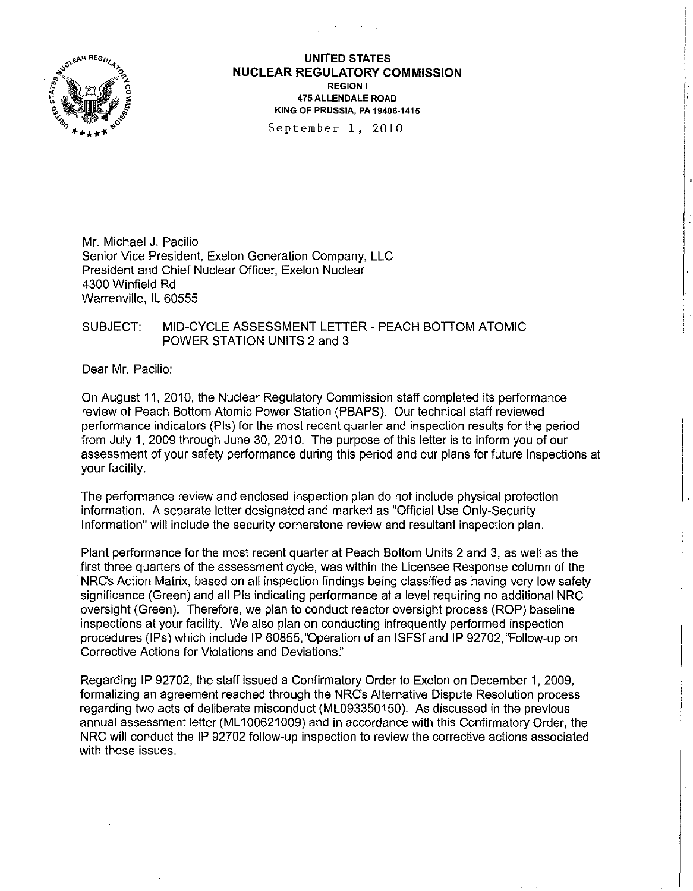**UNITED STATES**
**NUCLEAR REGULATORY COMMISSION**
**REGION I**
**475 ALLENDALE ROAD**
**KING OF PRUSSIA, PA 19406-1415**

September 1, 2010

Mr. Michael J. Pacilio
Senior Vice President, Exelon Generation Company, LLC
President and Chief Nuclear Officer, Exelon Nuclear
4300 Winfield Rd
Warrenville, IL 60555

SUBJECT: MID-CYCLE ASSESSMENT LETTER - PEACH BOTTOM ATOMIC POWER STATION UNITS 2 and 3

Dear Mr. Pacilio:

On August 11, 2010, the Nuclear Regulatory Commission staff completed its performance review of Peach Bottom Atomic Power Station (PBAPS). Our technical staff reviewed performance indicators (PIs) for the most recent quarter and inspection results for the period from July 1, 2009 through June 30, 2010. The purpose of this letter is to inform you of our assessment of your safety performance during this period and our plans for future inspections at your facility.

The performance review and enclosed inspection plan do not include physical protection information. A separate letter designated and marked as "Official Use Only-Security Information" will include the security cornerstone review and resultant inspection plan.

Plant performance for the most recent quarter at Peach Bottom Units 2 and 3, as well as the first three quarters of the assessment cycle, was within the Licensee Response column of the NRC's Action Matrix, based on all inspection findings being classified as having very low safety significance (Green) and all PIs indicating performance at a level requiring no additional NRC oversight (Green). Therefore, we plan to conduct reactor oversight process (ROP) baseline inspections at your facility. We also plan on conducting infrequently performed inspection procedures (IPs) which include IP 60855, "Operation of an ISFSI" and IP 92702, "Follow-up on Corrective Actions for Violations and Deviations."

Regarding IP 92702, the staff issued a Confirmatory Order to Exelon on December 1, 2009, formalizing an agreement reached through the NRC's Alternative Dispute Resolution process regarding two acts of deliberate misconduct (ML093350150). As discussed in the previous annual assessment letter (ML100621009) and in accordance with this Confirmatory Order, the NRC will conduct the IP 92702 follow-up inspection to review the corrective actions associated with these issues.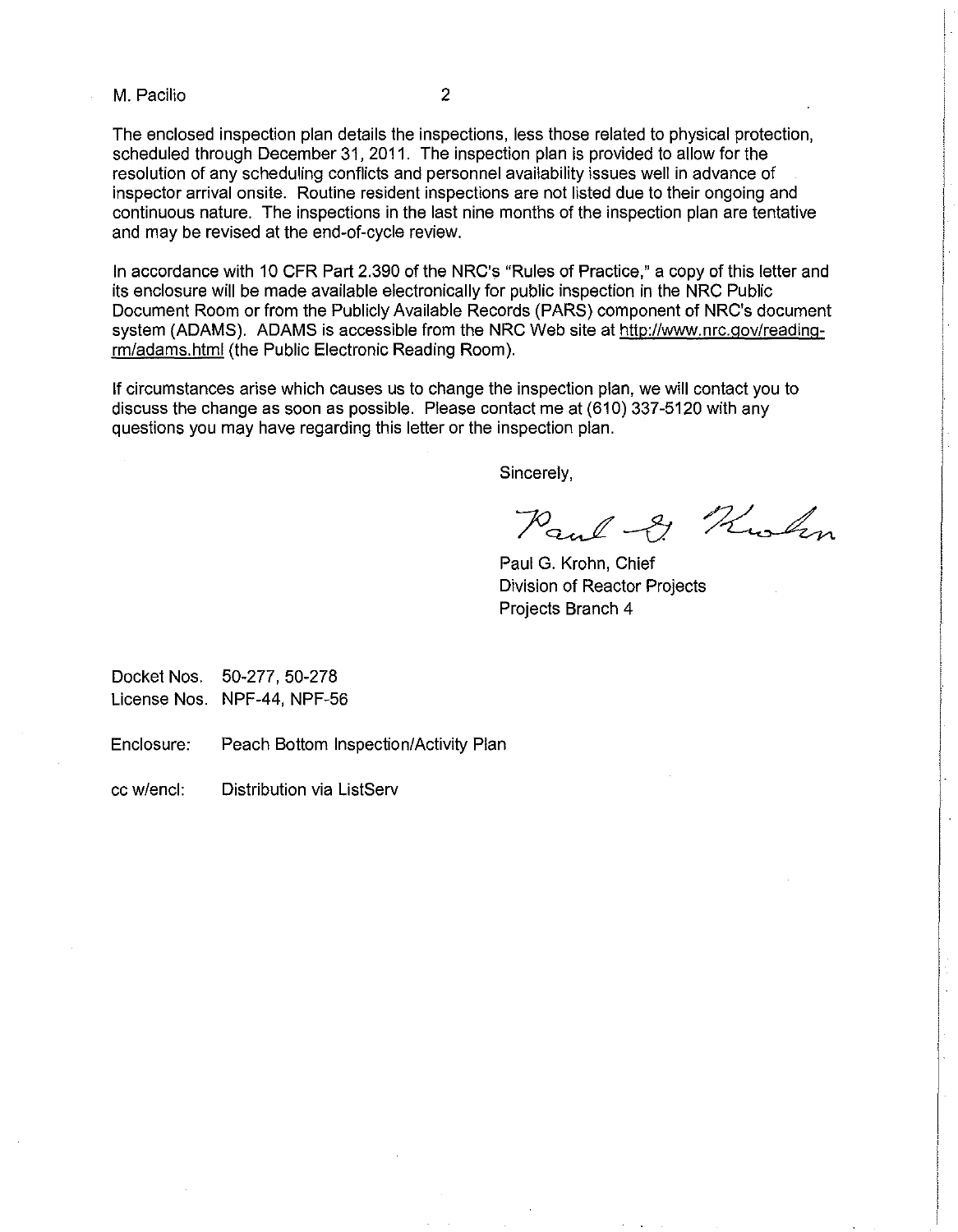The enclosed inspection plan details the inspections, less those related to physical protection, scheduled through December 31, 2011. The inspection plan is provided to allow for the resolution of any scheduling conflicts and personnel availability issues well in advance of inspector arrival onsite. Routine resident inspections are not listed due to their ongoing and continuous nature. The inspections in the last nine months of the inspection plan are tentative and may be revised at the end-of-cycle review.

In accordance with 10 CFR Part 2.390 of the NRC's "Rules of Practice," a copy of this letter and its enclosure will be made available electronically for public inspection in the NRC Public Document Room or from the Publicly Available Records (PARS) component of NRC's document system (ADAMS). ADAMS is accessible from the NRC Web site at http://www.nrc.gov/reading-rm/adams.html (the Public Electronic Reading Room).

If circumstances arise which causes us to change the inspection plan, we will contact you to discuss the change as soon as possible. Please contact me at (610) 337-5120 with any questions you may have regarding this letter or the inspection plan.

Sincerely,

Paul G. Krohn

Paul G. Krohn, Chief
Division of Reactor Projects
Projects Branch 4

Docket Nos. 50-277, 50-278
License Nos. NPF-44, NPF-56

Enclosure: Peach Bottom Inspection/Activity Plan

cc w/encl: Distribution via ListServ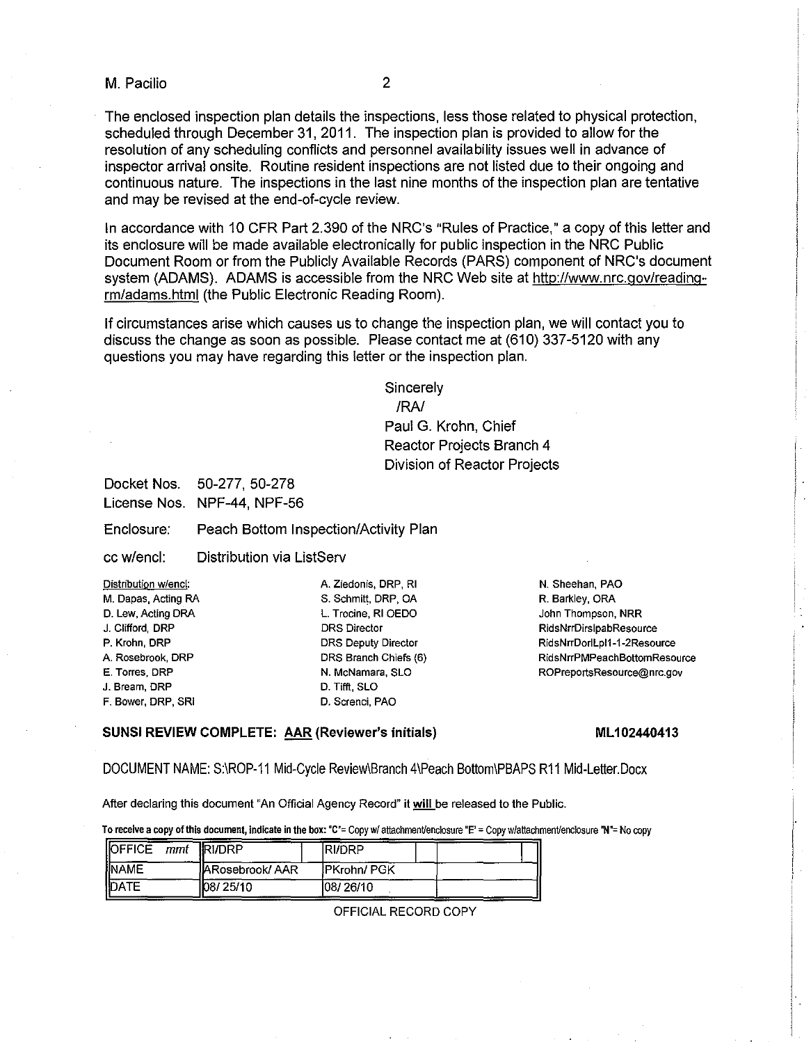The enclosed inspection plan details the inspections, less those related to physical protection, scheduled through December 31, 2011. The inspection plan is provided to allow for the resolution of any scheduling conflicts and personnel availability issues well in advance of inspector arrival onsite. Routine resident inspections are not listed due to their ongoing and continuous nature. The inspections in the last nine months of the inspection plan are tentative and may be revised at the end-of-cycle review.

In accordance with 10 CFR Part 2.390 of the NRC's "Rules of Practice," a copy of this letter and its enclosure will be made available electronically for public inspection in the NRC Public Document Room or from the Publicly Available Records (PARS) component of NRC's document system (ADAMS). ADAMS is accessible from the NRC Web site at http://www.nrc.gov/reading-rm/adams.html (the Public Electronic Reading Room).

If circumstances arise which causes us to change the inspection plan, we will contact you to discuss the change as soon as possible. Please contact me at (610) 337-5120 with any questions you may have regarding this letter or the inspection plan.

Sincerely
/RA/
Paul G. Krohn, Chief
Reactor Projects Branch 4
Division of Reactor Projects

Docket Nos. 50-277, 50-278
License Nos. NPF-44, NPF-56

Enclosure: Peach Bottom Inspection/Activity Plan

cc w/encl: Distribution via ListServ

Distribution w/encl:
M. Dapas, Acting RA
D. Lew, Acting DRA
J. Clifford, DRP
P. Krohn, DRP
A. Rosebrook, DRP
E. Torres, DRP
J. Bream, DRP
F. Bower, DRP, SRI
A. Ziedonis, DRP, RI
S. Schmitt, DRP, OA
L. Trocine, RI OEDO
DRS Director
DRS Deputy Director
DRS Branch Chiefs (6)
N. McNamara, SLO
D. Tifft, SLO
D. Screnci, PAO
N. Sheehan, PAO
R. Barkley, ORA
John Thompson, NRR
RidsNrrDirslpabResource
RidsNrrDorlLpl1-1-2Resource
RidsNrrPMPeachBottomResource
ROPreportsResource@nrc.gov

**SUNSI REVIEW COMPLETE: AAR (Reviewer's initials)** **ML102440413**

DOCUMENT NAME: S:\ROP-11 Mid-Cycle Review\Branch 4\Peach Bottom\PBAPS R11 Mid-Letter.Docx

After declaring this document "An Official Agency Record" it **will** be released to the Public.

To receive a copy of this document, indicate in the box: "C"= Copy w/ attachment/enclosure "E" = Copy w/attachment/enclosure "N"= No copy

| OFFICE *mmt* | RI/DRP | | RI/DRP | | |
|---|---|---|---|---|---|
| NAME | ARosebrook/ AAR | | PKrohn/ PGK | | |
| DATE | 08/ 25/10 | | 08/ 26/10 | | |

OFFICIAL RECORD COPY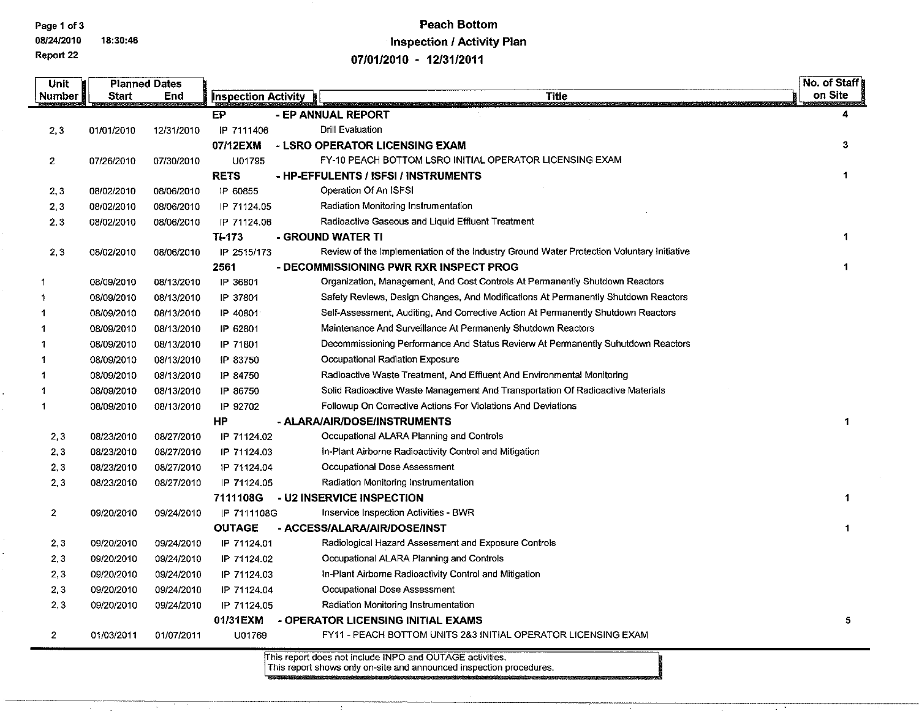# Peach Bottom
## Inspection / Activity Plan
## 07/01/2010 - 12/31/2011

08/24/2010 18:30:46

Report 22

| Unit Number | Planned Dates Start | Planned Dates End | Inspection Activity | Title | No. of Staff on Site |
|---|---|---|---|---|---|
| | | | **EP** | **- EP ANNUAL REPORT** | **4** |
| 2, 3 | 01/01/2010 | 12/31/2010 | IP 7111406 | Drill Evaluation | |
| | | | **07/12EXM** | **- LSRO OPERATOR LICENSING EXAM** | **3** |
| 2 | 07/26/2010 | 07/30/2010 | U01795 | FY-10 PEACH BOTTOM LSRO INITIAL OPERATOR LICENSING EXAM | |
| | | | **RETS** | **- HP-EFFULENTS / ISFSI / INSTRUMENTS** | **1** |
| 2, 3 | 08/02/2010 | 08/06/2010 | IP 60855 | Operation Of An ISFSI | |
| 2, 3 | 08/02/2010 | 08/06/2010 | IP 71124.05 | Radiation Monitoring Instrumentation | |
| 2, 3 | 08/02/2010 | 08/06/2010 | IP 71124.06 | Radioactive Gaseous and Liquid Effluent Treatment | |
| | | | **TI-173** | **- GROUND WATER TI** | **1** |
| 2, 3 | 08/02/2010 | 08/06/2010 | IP 2515/173 | Review of the Implementation of the Industry Ground Water Protection Voluntary Initiative | |
| | | | **2561** | **- DECOMMISSIONING PWR RXR INSPECT PROG** | **1** |
| 1 | 08/09/2010 | 08/13/2010 | IP 36801 | Organization, Management, And Cost Controls At Permanently Shutdown Reactors | |
| 1 | 08/09/2010 | 08/13/2010 | IP 37801 | Safety Reviews, Design Changes, And Modifications At Permanently Shutdown Reactors | |
| 1 | 08/09/2010 | 08/13/2010 | IP 40801 | Self-Assessment, Auditing, And Corrective Action At Permanently Shutdown Reactors | |
| 1 | 08/09/2010 | 08/13/2010 | IP 62801 | Maintenance And Surveillance At Permanenly Shutdown Reactors | |
| 1 | 08/09/2010 | 08/13/2010 | IP 71801 | Decommissioning Performance And Status Revierw At Permanently Suhutdown Reactors | |
| 1 | 08/09/2010 | 08/13/2010 | IP 83750 | Occupational Radiation Exposure | |
| 1 | 08/09/2010 | 08/13/2010 | IP 84750 | Radioactive Waste Treatment, And Effluent And Environmental Monitoring | |
| 1 | 08/09/2010 | 08/13/2010 | IP 86750 | Solid Radioactive Waste Management And Transportation Of Radioactive Materials | |
| 1 | 08/09/2010 | 08/13/2010 | IP 92702 | Followup On Corrective Actions For Violations And Deviations | |
| | | | **HP** | **- ALARA/AIR/DOSE/INSTRUMENTS** | **1** |
| 2, 3 | 08/23/2010 | 08/27/2010 | IP 71124.02 | Occupational ALARA Planning and Controls | |
| 2, 3 | 08/23/2010 | 08/27/2010 | IP 71124.03 | In-Plant Airborne Radioactivity Control and Mitigation | |
| 2, 3 | 08/23/2010 | 08/27/2010 | IP 71124.04 | Occupational Dose Assessment | |
| 2, 3 | 08/23/2010 | 08/27/2010 | IP 71124.05 | Radiation Monitoring Instrumentation | |
| | | | **7111108G** | **- U2 INSERVICE INSPECTION** | **1** |
| 2 | 09/20/2010 | 09/24/2010 | IP 7111108G | Inservice Inspection Activities - BWR | |
| | | | **OUTAGE** | **- ACCESS/ALARA/AIR/DOSE/INST** | **1** |
| 2, 3 | 09/20/2010 | 09/24/2010 | IP 71124.01 | Radiological Hazard Assessment and Exposure Controls | |
| 2, 3 | 09/20/2010 | 09/24/2010 | IP 71124.02 | Occupational ALARA Planning and Controls | |
| 2, 3 | 09/20/2010 | 09/24/2010 | IP 71124.03 | In-Plant Airborne Radioactivity Control and Mitigation | |
| 2, 3 | 09/20/2010 | 09/24/2010 | IP 71124.04 | Occupational Dose Assessment | |
| 2, 3 | 09/20/2010 | 09/24/2010 | IP 71124.05 | Radiation Monitoring Instrumentation | |
| | | | **01/31EXM** | **- OPERATOR LICENSING INITIAL EXAMS** | **5** |
| 2 | 01/03/2011 | 01/07/2011 | U01769 | FY11 - PEACH BOTTOM UNITS 2&3 INITIAL OPERATOR LICENSING EXAM | |

This report does not include INPO and OUTAGE activities.
This report shows only on-site and announced inspection procedures.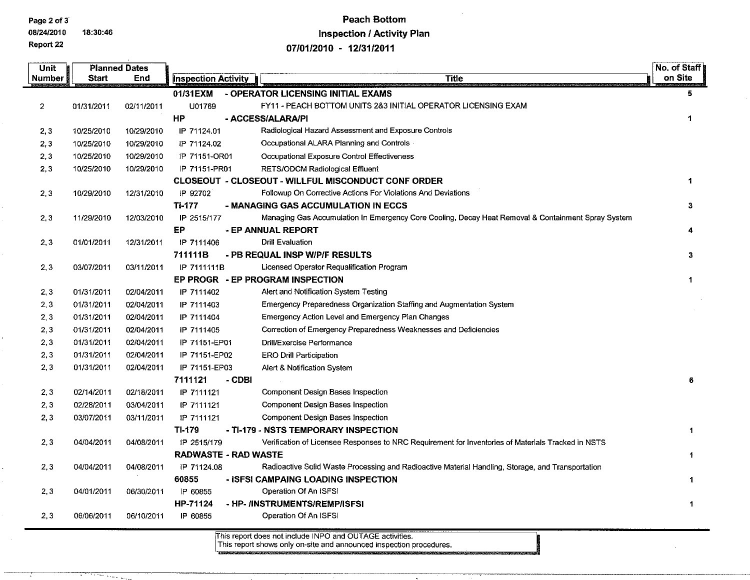# Peach Bottom

## Inspection / Activity Plan

## 07/01/2010 - 12/31/2011

| Unit Number | Planned Dates Start | Planned Dates End | Inspection Activity | Title | No. of Staff on Site |
|---|---|---|---|---|---|
| | | | **01/31EXM** | **- OPERATOR LICENSING INITIAL EXAMS** | **5** |
| 2 | 01/31/2011 | 02/11/2011 | U01769 | FY11 - PEACH BOTTOM UNITS 2&3 INITIAL OPERATOR LICENSING EXAM | |
| | | | **HP** | **- ACCESS/ALARA/PI** | **1** |
| 2, 3 | 10/25/2010 | 10/29/2010 | IP 71124.01 | Radiological Hazard Assessment and Exposure Controls | |
| 2, 3 | 10/25/2010 | 10/29/2010 | IP 71124.02 | Occupational ALARA Planning and Controls | |
| 2, 3 | 10/25/2010 | 10/29/2010 | IP 71151-OR01 | Occupational Exposure Control Effectiveness | |
| 2, 3 | 10/25/2010 | 10/29/2010 | IP 71151-PR01 | RETS/ODCM Radiological Effluent | |
| | | | **CLOSEOUT** | **- CLOSEOUT - WILLFUL MISCONDUCT CONF ORDER** | **1** |
| 2, 3 | 10/29/2010 | 12/31/2010 | IP 92702 | Followup On Corrective Actions For Violations And Deviations | |
| | | | **TI-177** | **- MANAGING GAS ACCUMULATION IN ECCS** | **3** |
| 2, 3 | 11/29/2010 | 12/03/2010 | IP 2515/177 | Managing Gas Accumulation In Emergency Core Cooling, Decay Heat Removal & Containment Spray System | |
| | | | **EP** | **- EP ANNUAL REPORT** | **4** |
| 2, 3 | 01/01/2011 | 12/31/2011 | IP 7111406 | Drill Evaluation | |
| | | | **711111B** | **- PB REQUAL INSP W/P/F RESULTS** | **3** |
| 2, 3 | 03/07/2011 | 03/11/2011 | IP 7111111B | Licensed Operator Requalification Program | |
| | | | **EP PROGR** | **- EP PROGRAM INSPECTION** | **1** |
| 2, 3 | 01/31/2011 | 02/04/2011 | IP 7111402 | Alert and Notification System Testing | |
| 2, 3 | 01/31/2011 | 02/04/2011 | IP 7111403 | Emergency Preparedness Organization Staffing and Augmentation System | |
| 2, 3 | 01/31/2011 | 02/04/2011 | IP 7111404 | Emergency Action Level and Emergency Plan Changes | |
| 2, 3 | 01/31/2011 | 02/04/2011 | IP 7111405 | Correction of Emergency Preparedness Weaknesses and Deficiencies | |
| 2, 3 | 01/31/2011 | 02/04/2011 | IP 71151-EP01 | Drill/Exercise Performance | |
| 2, 3 | 01/31/2011 | 02/04/2011 | IP 71151-EP02 | ERO Drill Participation | |
| 2, 3 | 01/31/2011 | 02/04/2011 | IP 71151-EP03 | Alert & Notification System | |
| | | | **7111121** | **- CDBI** | **6** |
| 2, 3 | 02/14/2011 | 02/18/2011 | IP 7111121 | Component Design Bases Inspection | |
| 2, 3 | 02/28/2011 | 03/04/2011 | IP 7111121 | Component Design Bases Inspection | |
| 2, 3 | 03/07/2011 | 03/11/2011 | IP 7111121 | Component Design Bases Inspection | |
| | | | **TI-179** | **- TI-179 - NSTS TEMPORARY INSPECTION** | **1** |
| 2, 3 | 04/04/2011 | 04/08/2011 | IP 2515/179 | Verification of Licensee Responses to NRC Requirement for Inventories of Materials Tracked in NSTS | |
| | | | **RADWASTE** | **- RAD WASTE** | **1** |
| 2, 3 | 04/04/2011 | 04/08/2011 | IP 71124.08 | Radioactive Solid Waste Processing and Radioactive Material Handling, Storage, and Transportation | |
| | | | **60855** | **- ISFSI CAMPAING LOADING INSPECTION** | **1** |
| 2, 3 | 04/01/2011 | 06/30/2011 | IP 60855 | Operation Of An ISFSI | |
| | | | **HP-71124** | **- HP- /INSTRUMENTS/REMP/ISFSI** | **1** |
| 2, 3 | 06/06/2011 | 06/10/2011 | IP 60855 | Operation Of An ISFSI | |

This report does not include INPO and OUTAGE activities.
This report shows only on-site and announced inspection procedures.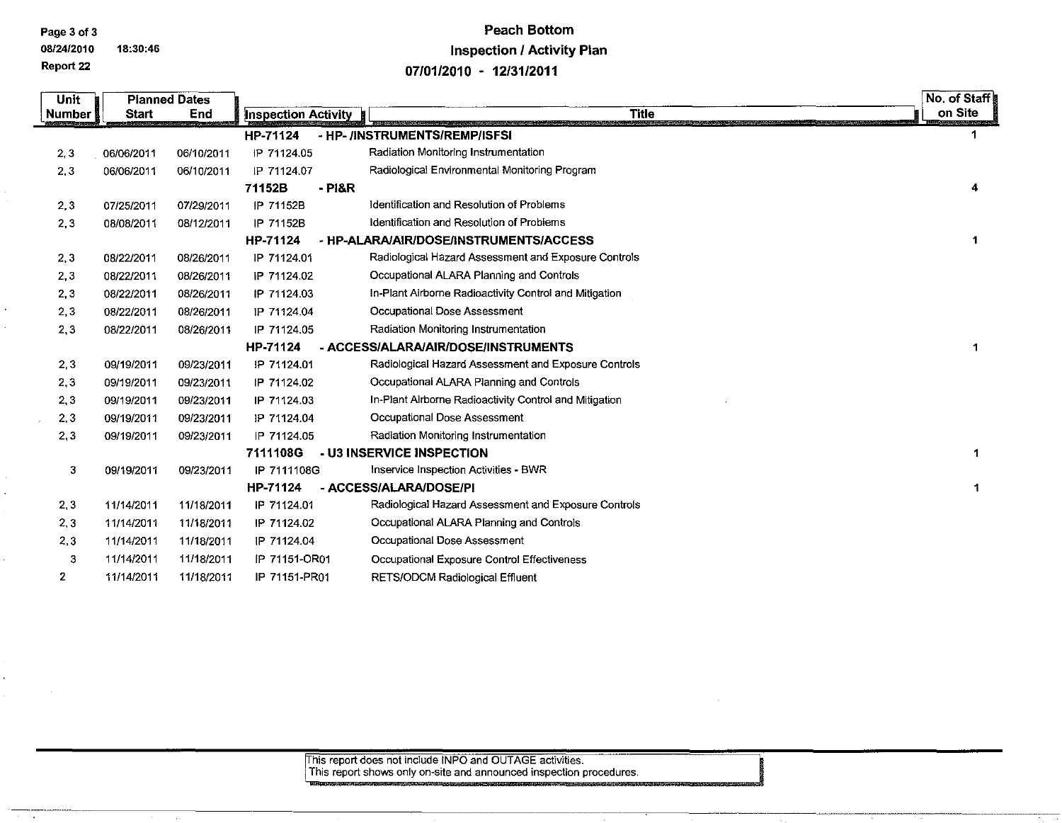## Peach Bottom

## Inspection / Activity Plan

## 07/01/2010 - 12/31/2011

| Unit Number | Planned Dates Start | Planned Dates End | Inspection Activity | Title | No. of Staff on Site |
|---|---|---|---|---|---|
| | | | **HP-71124** | **- HP- /INSTRUMENTS/REMP/ISFSI** | **1** |
| 2, 3 | 06/06/2011 | 06/10/2011 | IP 71124.05 | Radiation Monitoring Instrumentation | |
| 2, 3 | 06/06/2011 | 06/10/2011 | IP 71124.07 | Radiological Environmental Monitoring Program | |
| | | | **71152B** | **- PI&R** | **4** |
| 2, 3 | 07/25/2011 | 07/29/2011 | IP 71152B | Identification and Resolution of Problems | |
| 2, 3 | 08/08/2011 | 08/12/2011 | IP 71152B | Identification and Resolution of Problems | |
| | | | **HP-71124** | **- HP-ALARA/AIR/DOSE/INSTRUMENTS/ACCESS** | **1** |
| 2, 3 | 08/22/2011 | 08/26/2011 | IP 71124.01 | Radiological Hazard Assessment and Exposure Controls | |
| 2, 3 | 08/22/2011 | 08/26/2011 | IP 71124.02 | Occupational ALARA Planning and Controls | |
| 2, 3 | 08/22/2011 | 08/26/2011 | IP 71124.03 | In-Plant Airborne Radioactivity Control and Mitigation | |
| 2, 3 | 08/22/2011 | 08/26/2011 | IP 71124.04 | Occupational Dose Assessment | |
| 2, 3 | 08/22/2011 | 08/26/2011 | IP 71124.05 | Radiation Monitoring Instrumentation | |
| | | | **HP-71124** | **- ACCESS/ALARA/AIR/DOSE/INSTRUMENTS** | **1** |
| 2, 3 | 09/19/2011 | 09/23/2011 | IP 71124.01 | Radiological Hazard Assessment and Exposure Controls | |
| 2, 3 | 09/19/2011 | 09/23/2011 | IP 71124.02 | Occupational ALARA Planning and Controls | |
| 2, 3 | 09/19/2011 | 09/23/2011 | IP 71124.03 | In-Plant Airborne Radioactivity Control and Mitigation | |
| 2, 3 | 09/19/2011 | 09/23/2011 | IP 71124.04 | Occupational Dose Assessment | |
| 2, 3 | 09/19/2011 | 09/23/2011 | IP 71124.05 | Radiation Monitoring Instrumentation | |
| | | | **7111108G** | **- U3 INSERVICE INSPECTION** | **1** |
| 3 | 09/19/2011 | 09/23/2011 | IP 7111108G | Inservice Inspection Activities - BWR | |
| | | | **HP-71124** | **- ACCESS/ALARA/DOSE/PI** | **1** |
| 2, 3 | 11/14/2011 | 11/18/2011 | IP 71124.01 | Radiological Hazard Assessment and Exposure Controls | |
| 2, 3 | 11/14/2011 | 11/18/2011 | IP 71124.02 | Occupational ALARA Planning and Controls | |
| 2, 3 | 11/14/2011 | 11/18/2011 | IP 71124.04 | Occupational Dose Assessment | |
| 3 | 11/14/2011 | 11/18/2011 | IP 71151-OR01 | Occupational Exposure Control Effectiveness | |
| 2 | 11/14/2011 | 11/18/2011 | IP 71151-PR01 | RETS/ODCM Radiological Effluent | |

This report does not include INPO and OUTAGE activities.
This report shows only on-site and announced inspection procedures.